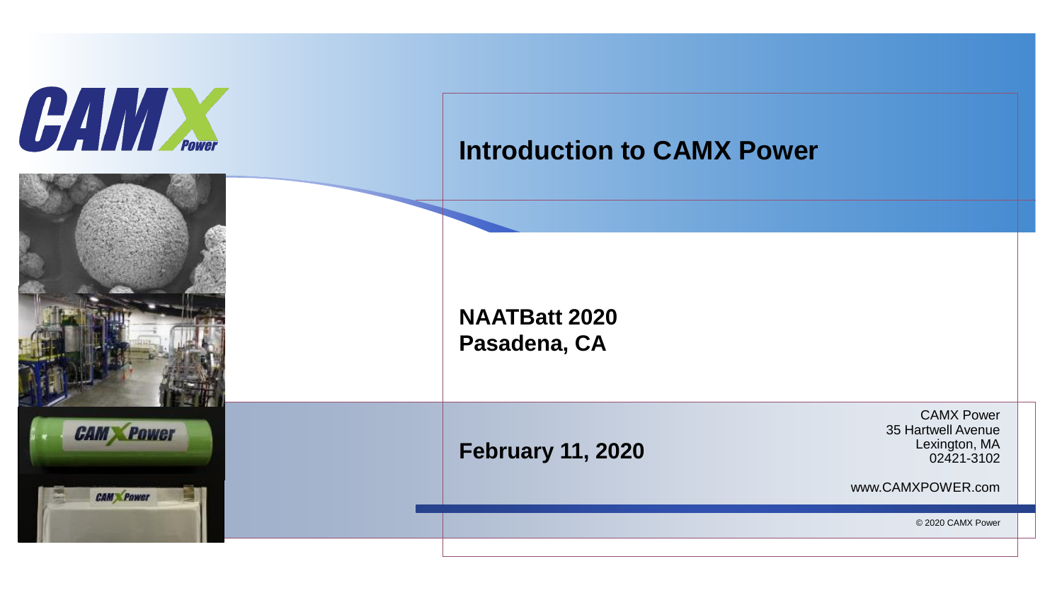# Introduction to CAMX Power

**NAATBatt 2020**
**Pasadena, CA**

**February 11, 2020**

CAMX Power
35 Hartwell Avenue
Lexington, MA
02421-3102

www.CAMXPOWER.com

© 2020 CAMX Power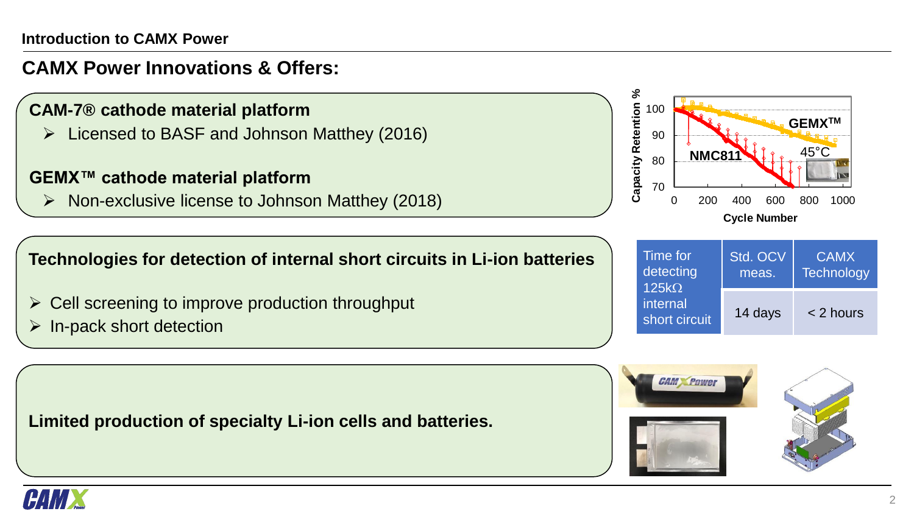## CAMX Power Innovations & Offers:

**CAM-7® cathode material platform**

- Licensed to BASF and Johnson Matthey (2016)

**GEMX™ cathode material platform**

- Non-exclusive license to Johnson Matthey (2018)

**Technologies for detection of internal short circuits in Li-ion batteries**

- Cell screening to improve production throughput
- In-pack short detection

| Time for detecting 125kΩ internal short circuit | Std. OCV meas. | CAMX Technology |
| --- | --- | --- |
| | 14 days | < 2 hours |

**Limited production of specialty Li-ion cells and batteries.**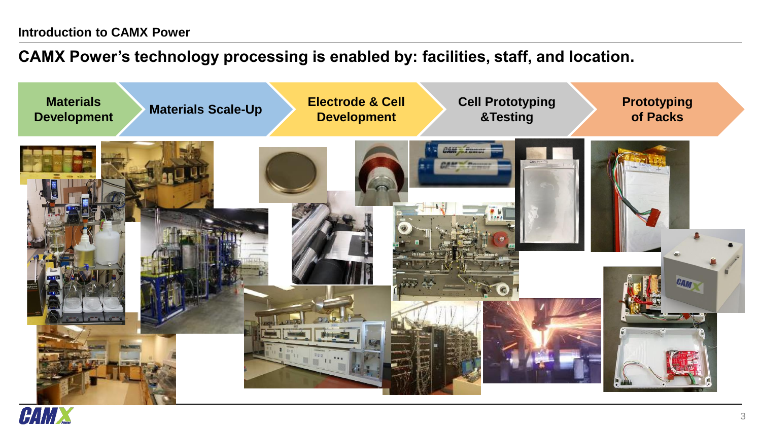**Introduction to CAMX Power**

## CAMX Power's technology processing is enabled by: facilities, staff, and location.

Materials Development → Materials Scale-Up → Electrode & Cell Development → Cell Prototyping &Testing → Prototyping of Packs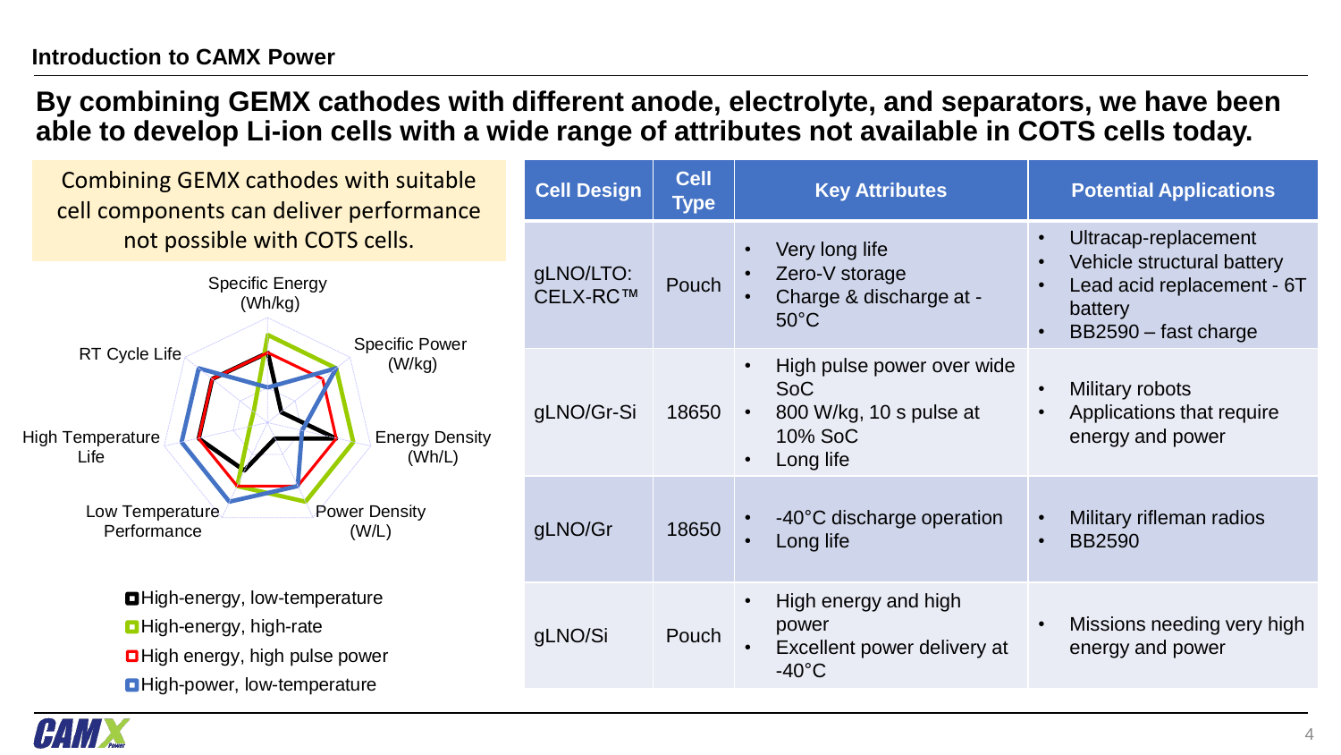## Introduction to CAMX Power

# By combining GEMX cathodes with different anode, electrolyte, and separators, we have been able to develop Li-ion cells with a wide range of attributes not available in COTS cells today.

Combining GEMX cathodes with suitable cell components can deliver performance not possible with COTS cells.

Specific Energy (Wh/kg)

Specific Power (W/kg)

Energy Density (Wh/L)

Power Density (W/L)

Low Temperature Performance

High Temperature Life

RT Cycle Life

- High-energy, low-temperature
- High-energy, high-rate
- High energy, high pulse power
- High-power, low-temperature

| Cell Design | Cell Type | Key Attributes | Potential Applications |
|---|---|---|---|
| gLNO/LTO: CELX-RC™ | Pouch | • Very long life<br>• Zero-V storage<br>• Charge & discharge at -50°C | • Ultracap-replacement<br>• Vehicle structural battery<br>• Lead acid replacement - 6T battery<br>• BB2590 – fast charge |
| gLNO/Gr-Si | 18650 | • High pulse power over wide SoC<br>• 800 W/kg, 10 s pulse at 10% SoC<br>• Long life | • Military robots<br>• Applications that require energy and power |
| gLNO/Gr | 18650 | • -40°C discharge operation<br>• Long life | • Military rifleman radios<br>• BB2590 |
| gLNO/Si | Pouch | • High energy and high power<br>• Excellent power delivery at -40°C | • Missions needing very high energy and power |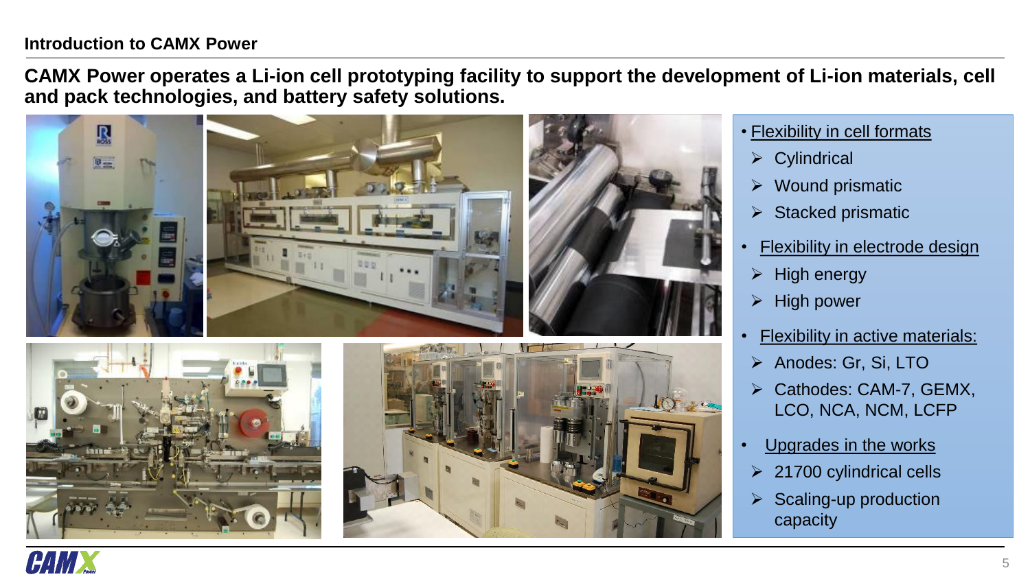## Introduction to CAMX Power

**CAMX Power operates a Li-ion cell prototyping facility to support the development of Li-ion materials, cell and pack technologies, and battery safety solutions.**

- Flexibility in cell formats
  - Cylindrical
  - Wound prismatic
  - Stacked prismatic
- Flexibility in electrode design
  - High energy
  - High power
- Flexibility in active materials:
  - Anodes: Gr, Si, LTO
  - Cathodes: CAM-7, GEMX, LCO, NCA, NCM, LCFP
- Upgrades in the works
  - 21700 cylindrical cells
  - Scaling-up production capacity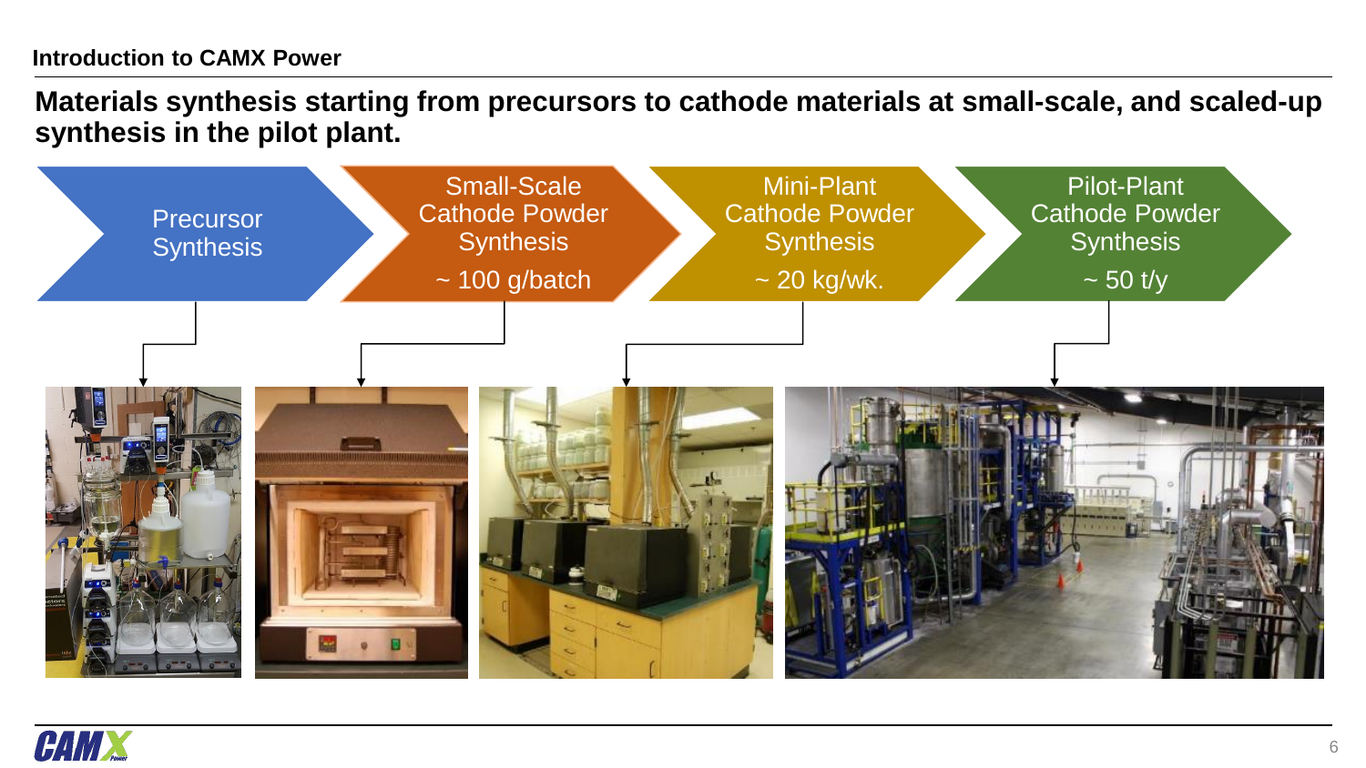Introduction to CAMX Power

## Materials synthesis starting from precursors to cathode materials at small-scale, and scaled-up synthesis in the pilot plant.

Precursor Synthesis

Small-Scale Cathode Powder Synthesis

~ 100 g/batch

Mini-Plant Cathode Powder Synthesis

~ 20 kg/wk.

Pilot-Plant Cathode Powder Synthesis

~ 50 t/y